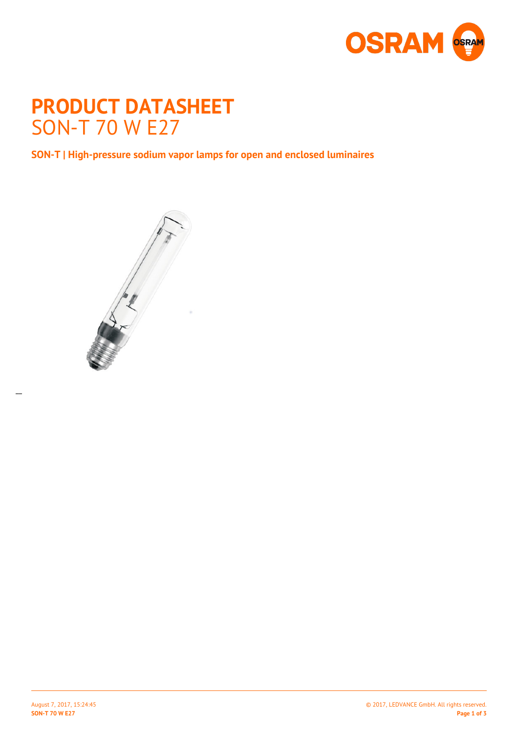# PRODUCT DATASHEET

SON-T 70 W E27

**SON-T | High-pressure sodium vapor lamps for open and enclosed luminaires**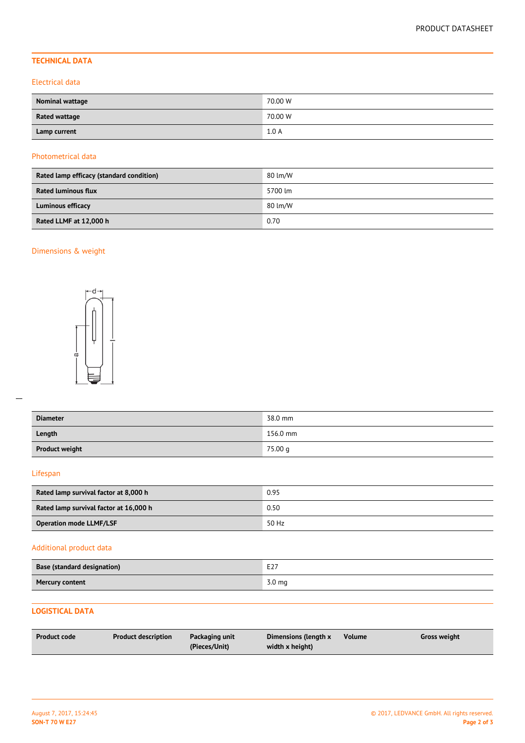## TECHNICAL DATA

### Electrical data

| | |
|---|---|
| **Nominal wattage** | 70.00 W |
| **Rated wattage** | 70.00 W |
| **Lamp current** | 1.0 A |

### Photometrical data

| | |
|---|---|
| **Rated lamp efficacy (standard condition)** | 80 lm/W |
| **Rated luminous flux** | 5700 lm |
| **Luminous efficacy** | 80 lm/W |
| **Rated LLMF at 12,000 h** | 0.70 |

### Dimensions & weight

| | |
|---|---|
| **Diameter** | 38.0 mm |
| **Length** | 156.0 mm |
| **Product weight** | 75.00 g |

### Lifespan

| | |
|---|---|
| **Rated lamp survival factor at 8,000 h** | 0.95 |
| **Rated lamp survival factor at 16,000 h** | 0.50 |
| **Operation mode LLMF/LSF** | 50 Hz |

### Additional product data

| | |
|---|---|
| **Base (standard designation)** | E27 |
| **Mercury content** | 3.0 mg |

## LOGISTICAL DATA

| Product code | Product description | Packaging unit (Pieces/Unit) | Dimensions (length x width x height) | Volume | Gross weight |
|---|---|---|---|---|---|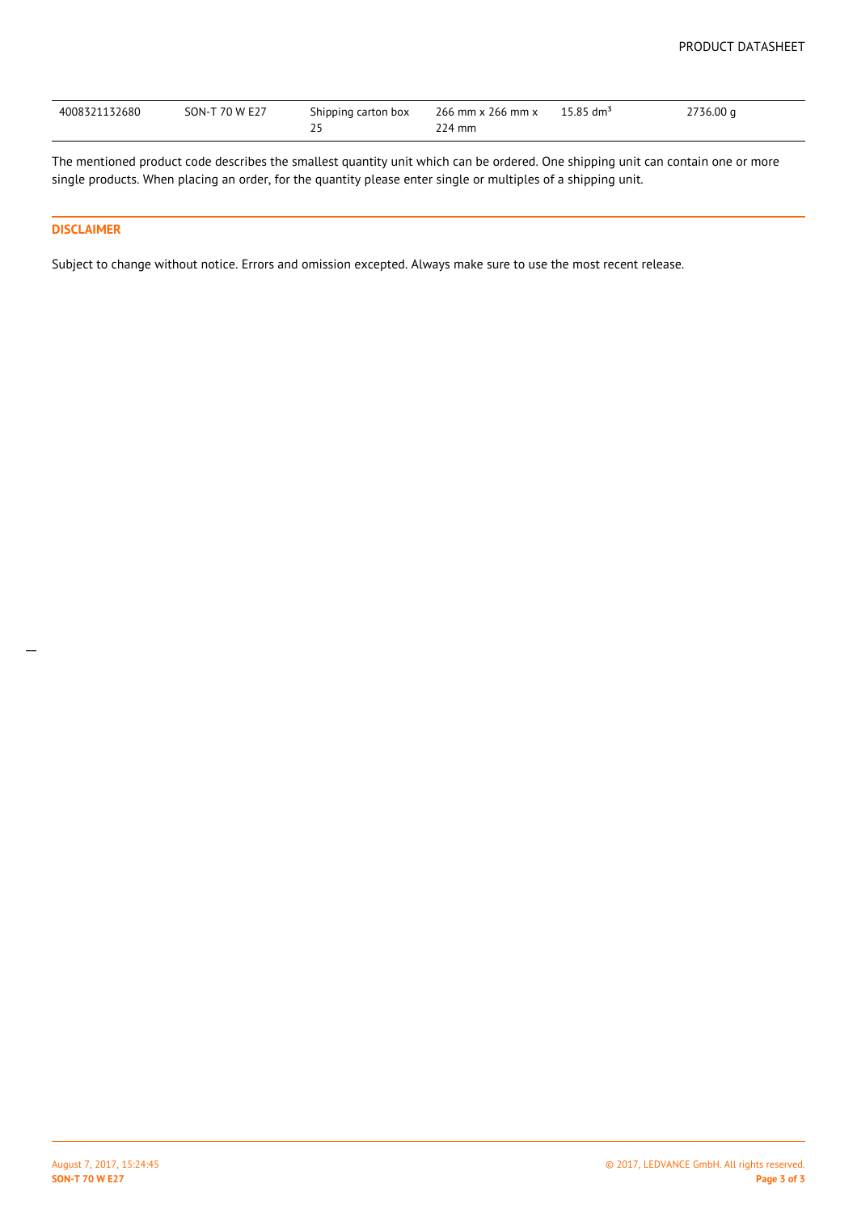| | | | | | |
|---|---|---|---|---|---|
| 4008321132680 | SON-T 70 W E27 | Shipping carton box 25 | 266 mm x 266 mm x 224 mm | 15.85 $dm^3$ | 2736.00 g |

The mentioned product code describes the smallest quantity unit which can be ordered. One shipping unit can contain one or more single products. When placing an order, for the quantity please enter single or multiples of a shipping unit.

## DISCLAIMER

Subject to change without notice. Errors and omission excepted. Always make sure to use the most recent release.